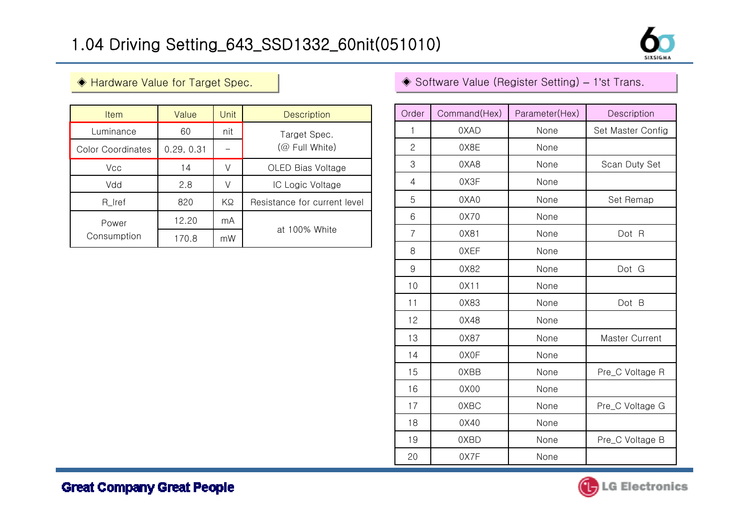# 1.04 Driving Setting_643_SSD1332_60nit(051010)

## ◈ Hardware Value for Target Spec.

| Item | Value | Unit | Description |
|---|---|---|---|
| Luminance | 60 | nit | Target Spec. (@ Full White) |
| Color Coordinates | 0.29, 0.31 | – | |
| Vcc | 14 | V | OLED Bias Voltage |
| Vdd | 2.8 | V | IC Logic Voltage |
| R_Iref | 820 | KΩ | Resistance for current level |
| Power Consumption | 12.20 | mA | at 100% White |
| | 170.8 | mW | |

## ◈ Software Value (Register Setting) – 1'st Trans.

| Order | Command(Hex) | Parameter(Hex) | Description |
|---|---|---|---|
| 1 | 0XAD | None | Set Master Config |
| 2 | 0X8E | None | |
| 3 | 0XA8 | None | Scan Duty Set |
| 4 | 0X3F | None | |
| 5 | 0XA0 | None | Set Remap |
| 6 | 0X70 | None | |
| 7 | 0X81 | None | Dot R |
| 8 | 0XEF | None | |
| 9 | 0X82 | None | Dot G |
| 10 | 0X11 | None | |
| 11 | 0X83 | None | Dot B |
| 12 | 0X48 | None | |
| 13 | 0X87 | None | Master Current |
| 14 | 0X0F | None | |
| 15 | 0XBB | None | Pre_C Voltage R |
| 16 | 0X00 | None | |
| 17 | 0XBC | None | Pre_C Voltage G |
| 18 | 0X40 | None | |
| 19 | 0XBD | None | Pre_C Voltage B |
| 20 | 0X7F | None | |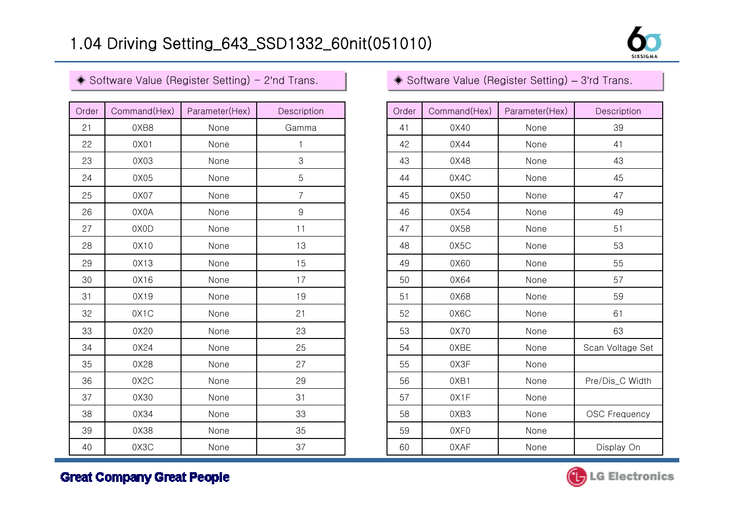# 1.04 Driving Setting_643_SSD1332_60nit(051010)

◈ Software Value (Register Setting) – 2'nd Trans.

| Order | Command(Hex) | Parameter(Hex) | Description |
|---|---|---|---|
| 21 | 0XB8 | None | Gamma |
| 22 | 0X01 | None | 1 |
| 23 | 0X03 | None | 3 |
| 24 | 0X05 | None | 5 |
| 25 | 0X07 | None | 7 |
| 26 | 0X0A | None | 9 |
| 27 | 0X0D | None | 11 |
| 28 | 0X10 | None | 13 |
| 29 | 0X13 | None | 15 |
| 30 | 0X16 | None | 17 |
| 31 | 0X19 | None | 19 |
| 32 | 0X1C | None | 21 |
| 33 | 0X20 | None | 23 |
| 34 | 0X24 | None | 25 |
| 35 | 0X28 | None | 27 |
| 36 | 0X2C | None | 29 |
| 37 | 0X30 | None | 31 |
| 38 | 0X34 | None | 33 |
| 39 | 0X38 | None | 35 |
| 40 | 0X3C | None | 37 |

◈ Software Value (Register Setting) – 3'rd Trans.

| Order | Command(Hex) | Parameter(Hex) | Description |
|---|---|---|---|
| 41 | 0X40 | None | 39 |
| 42 | 0X44 | None | 41 |
| 43 | 0X48 | None | 43 |
| 44 | 0X4C | None | 45 |
| 45 | 0X50 | None | 47 |
| 46 | 0X54 | None | 49 |
| 47 | 0X58 | None | 51 |
| 48 | 0X5C | None | 53 |
| 49 | 0X60 | None | 55 |
| 50 | 0X64 | None | 57 |
| 51 | 0X68 | None | 59 |
| 52 | 0X6C | None | 61 |
| 53 | 0X70 | None | 63 |
| 54 | 0XBE | None | Scan Voltage Set |
| 55 | 0X3F | None | |
| 56 | 0XB1 | None | Pre/Dis_C Width |
| 57 | 0X1F | None | |
| 58 | 0XB3 | None | OSC Frequency |
| 59 | 0XF0 | None | |
| 60 | 0XAF | None | Display On |